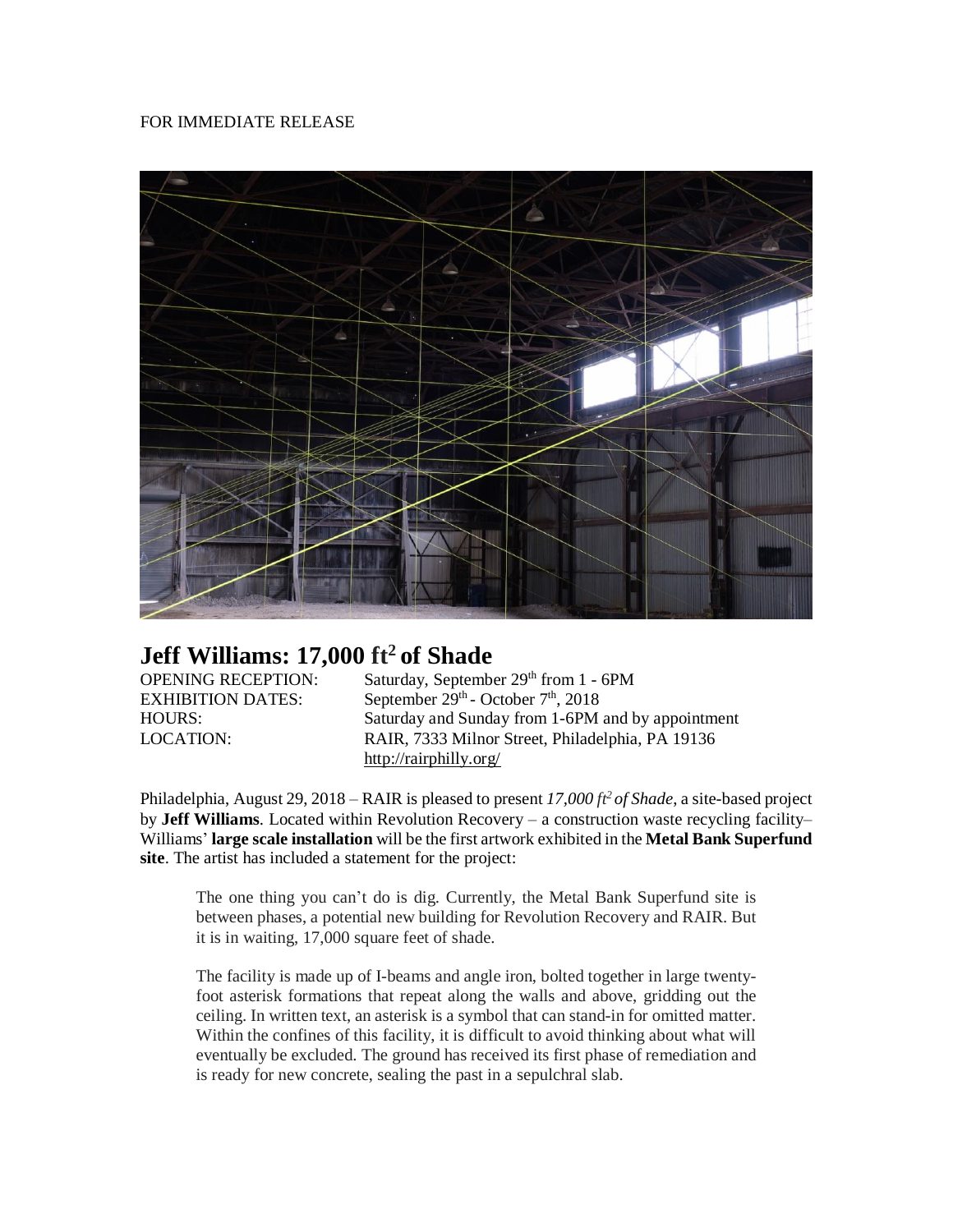FOR IMMEDIATE RELEASE

# Jeff Williams: 17,000 ft$^2$ of Shade

OPENING RECEPTION: Saturday, September 29th from 1 - 6PM
EXHIBITION DATES: September 29th - October 7th, 2018
HOURS: Saturday and Sunday from 1-6PM and by appointment
LOCATION: RAIR, 7333 Milnor Street, Philadelphia, PA 19136
http://rairphilly.org/

Philadelphia, August 29, 2018 – RAIR is pleased to present *17,000 ft$^2$ of Shade*, a site-based project by **Jeff Williams**. Located within Revolution Recovery – a construction waste recycling facility– Williams' **large scale installation** will be the first artwork exhibited in the **Metal Bank Superfund site**. The artist has included a statement for the project:

> The one thing you can't do is dig. Currently, the Metal Bank Superfund site is between phases, a potential new building for Revolution Recovery and RAIR. But it is in waiting, 17,000 square feet of shade.
>
> The facility is made up of I-beams and angle iron, bolted together in large twenty-foot asterisk formations that repeat along the walls and above, gridding out the ceiling. In written text, an asterisk is a symbol that can stand-in for omitted matter. Within the confines of this facility, it is difficult to avoid thinking about what will eventually be excluded. The ground has received its first phase of remediation and is ready for new concrete, sealing the past in a sepulchral slab.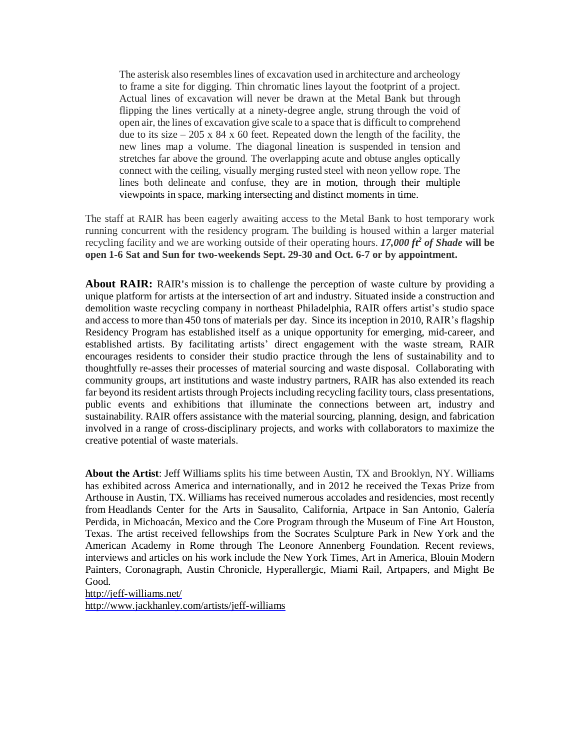> The asterisk also resembles lines of excavation used in architecture and archeology to frame a site for digging. Thin chromatic lines layout the footprint of a project. Actual lines of excavation will never be drawn at the Metal Bank but through flipping the lines vertically at a ninety-degree angle, strung through the void of open air, the lines of excavation give scale to a space that is difficult to comprehend due to its size – 205 x 84 x 60 feet. Repeated down the length of the facility, the new lines map a volume. The diagonal lineation is suspended in tension and stretches far above the ground. The overlapping acute and obtuse angles optically connect with the ceiling, visually merging rusted steel with neon yellow rope. The lines both delineate and confuse, they are in motion, through their multiple viewpoints in space, marking intersecting and distinct moments in time.

The staff at RAIR has been eagerly awaiting access to the Metal Bank to host temporary work running concurrent with the residency program. The building is housed within a larger material recycling facility and we are working outside of their operating hours. ***17,000 ft$^2$ of Shade*** **will be open 1-6 Sat and Sun for two-weekends Sept. 29-30 and Oct. 6-7 or by appointment.**

**About RAIR:** RAIR's mission is to challenge the perception of waste culture by providing a unique platform for artists at the intersection of art and industry. Situated inside a construction and demolition waste recycling company in northeast Philadelphia, RAIR offers artist's studio space and access to more than 450 tons of materials per day. Since its inception in 2010, RAIR's flagship Residency Program has established itself as a unique opportunity for emerging, mid-career, and established artists. By facilitating artists' direct engagement with the waste stream, RAIR encourages residents to consider their studio practice through the lens of sustainability and to thoughtfully re-asses their processes of material sourcing and waste disposal. Collaborating with community groups, art institutions and waste industry partners, RAIR has also extended its reach far beyond its resident artists through Projects including recycling facility tours, class presentations, public events and exhibitions that illuminate the connections between art, industry and sustainability. RAIR offers assistance with the material sourcing, planning, design, and fabrication involved in a range of cross-disciplinary projects, and works with collaborators to maximize the creative potential of waste materials.

**About the Artist**: Jeff Williams splits his time between Austin, TX and Brooklyn, NY. Williams has exhibited across America and internationally, and in 2012 he received the Texas Prize from Arthouse in Austin, TX. Williams has received numerous accolades and residencies, most recently from Headlands Center for the Arts in Sausalito, California, Artpace in San Antonio, Galería Perdida, in Michoacán, Mexico and the Core Program through the Museum of Fine Art Houston, Texas. The artist received fellowships from the Socrates Sculpture Park in New York and the American Academy in Rome through The Leonore Annenberg Foundation. Recent reviews, interviews and articles on his work include the New York Times, Art in America, Blouin Modern Painters, Coronagraph, Austin Chronicle, Hyperallergic, Miami Rail, Artpapers, and Might Be Good.
http://jeff-williams.net/
http://www.jackhanley.com/artists/jeff-williams